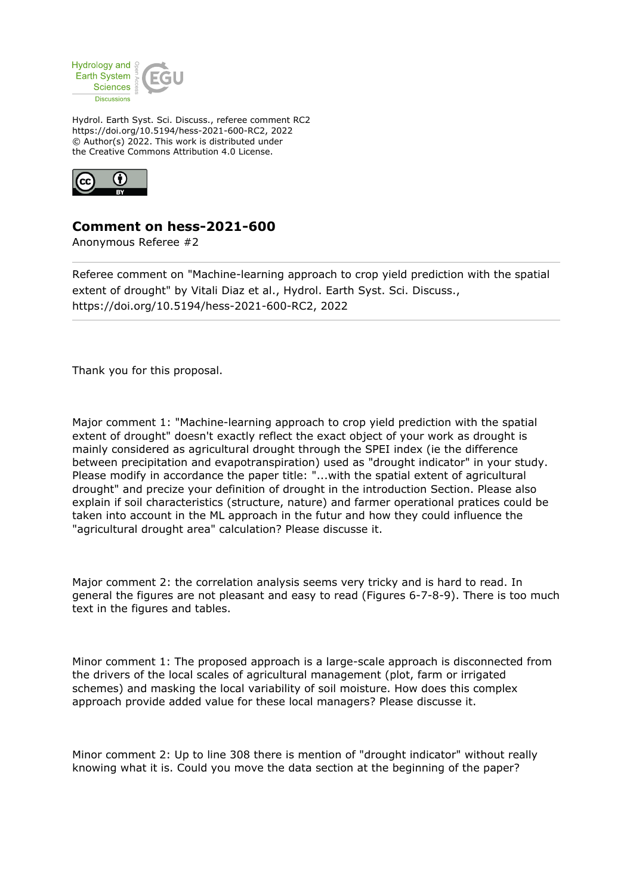Hydrol. Earth Syst. Sci. Discuss., referee comment RC2
https://doi.org/10.5194/hess-2021-600-RC2, 2022
© Author(s) 2022. This work is distributed under
the Creative Commons Attribution 4.0 License.

## Comment on hess-2021-600

Anonymous Referee #2

---

Referee comment on "Machine-learning approach to crop yield prediction with the spatial extent of drought" by Vitali Diaz et al., Hydrol. Earth Syst. Sci. Discuss., https://doi.org/10.5194/hess-2021-600-RC2, 2022

---

Thank you for this proposal.

Major comment 1: "Machine-learning approach to crop yield prediction with the spatial extent of drought" doesn't exactly reflect the exact object of your work as drought is mainly considered as agricultural drought through the SPEI index (ie the difference between precipitation and evapotranspiration) used as "drought indicator" in your study. Please modify in accordance the paper title: "...with the spatial extent of agricultural drought" and precize your definition of drought in the introduction Section. Please also explain if soil characteristics (structure, nature) and farmer operational pratices could be taken into account in the ML approach in the futur and how they could influence the "agricultural drought area" calculation? Please discuss it.

Major comment 2: the correlation analysis seems very tricky and is hard to read. In general the figures are not pleasant and easy to read (Figures 6-7-8-9). There is too much text in the figures and tables.

Minor comment 1: The proposed approach is a large-scale approach is disconnected from the drivers of the local scales of agricultural management (plot, farm or irrigated schemes) and masking the local variability of soil moisture. How does this complex approach provide added value for these local managers? Please discuss it.

Minor comment 2: Up to line 308 there is mention of "drought indicator" without really knowing what it is. Could you move the data section at the beginning of the paper?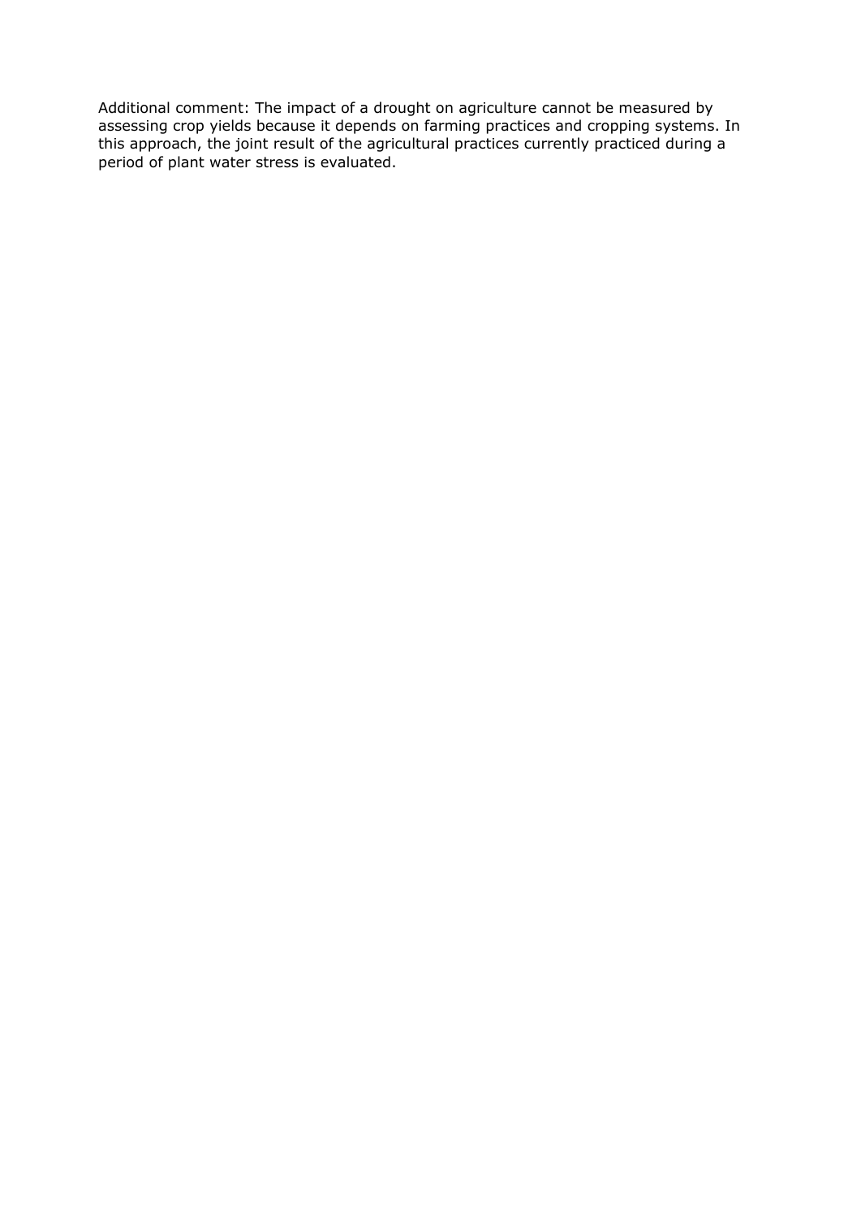Additional comment: The impact of a drought on agriculture cannot be measured by assessing crop yields because it depends on farming practices and cropping systems. In this approach, the joint result of the agricultural practices currently practiced during a period of plant water stress is evaluated.